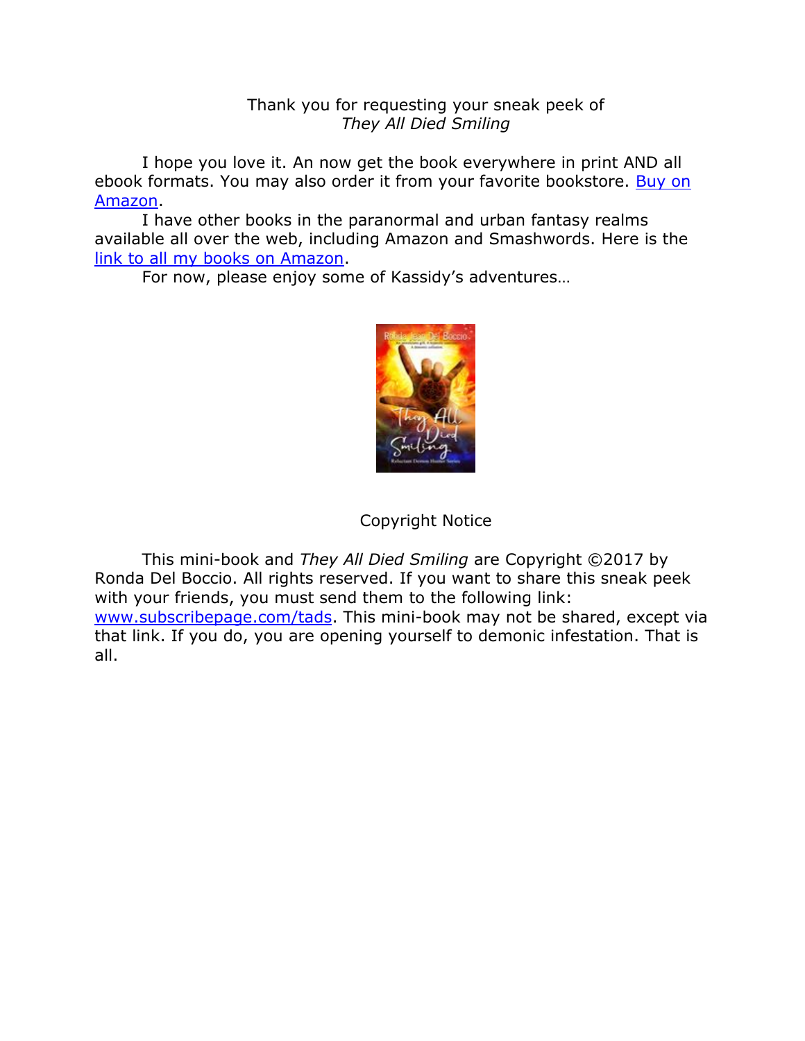Thank you for requesting your sneak peek of
*They All Died Smiling*

I hope you love it. An now get the book everywhere in print AND all ebook formats. You may also order it from your favorite bookstore. [Buy on Amazon](#).

I have other books in the paranormal and urban fantasy realms available all over the web, including Amazon and Smashwords. Here is the [link to all my books on Amazon](#).

For now, please enjoy some of Kassidy's adventures…

Copyright Notice

This mini-book and *They All Died Smiling* are Copyright ©2017 by Ronda Del Boccio. All rights reserved. If you want to share this sneak peek with your friends, you must send them to the following link: [www.subscribepage.com/tads](http://www.subscribepage.com/tads). This mini-book may not be shared, except via that link. If you do, you are opening yourself to demonic infestation. That is all.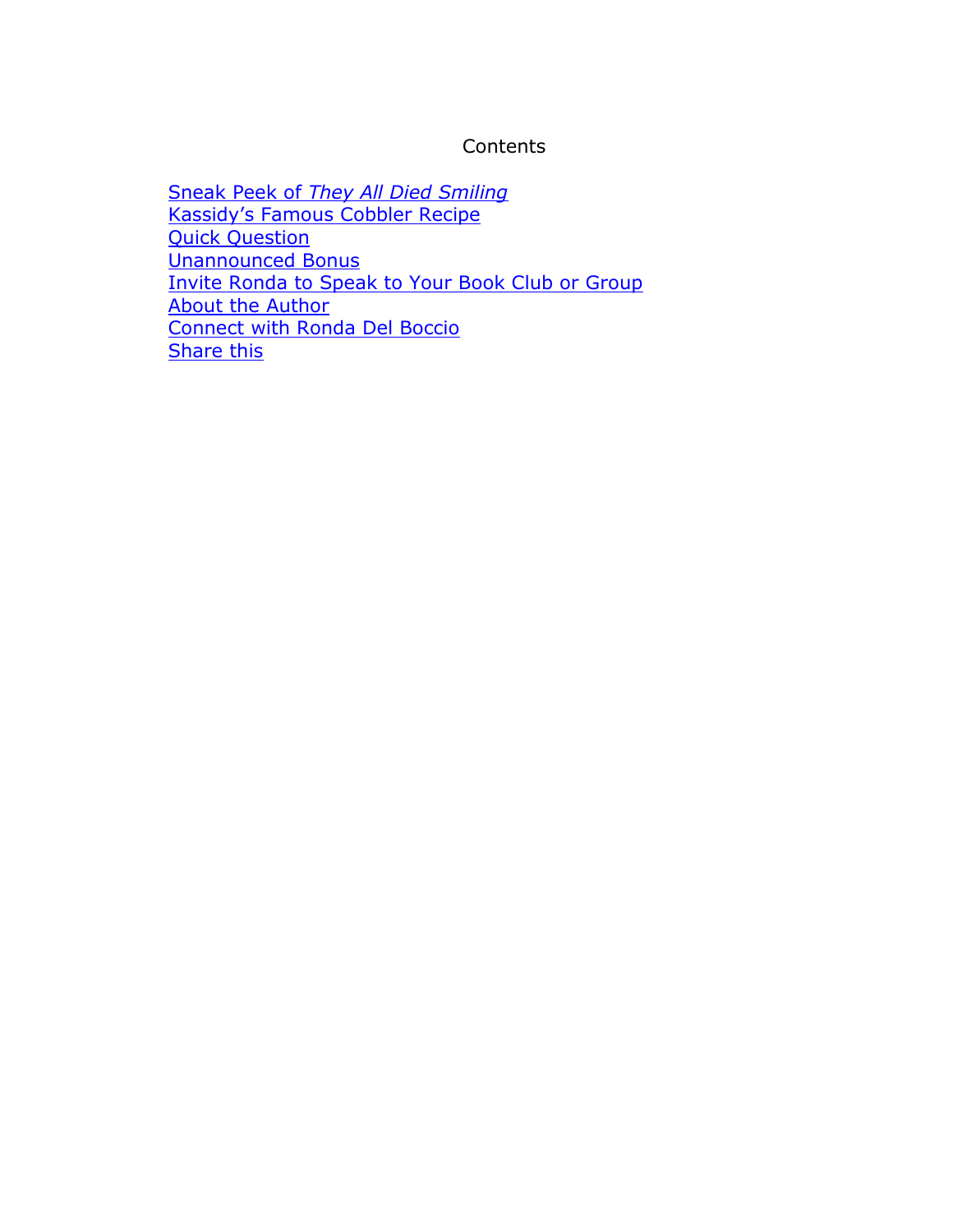# Contents

- Sneak Peek of *They All Died Smiling*
- Kassidy's Famous Cobbler Recipe
- Quick Question
- Unannounced Bonus
- Invite Ronda to Speak to Your Book Club or Group
- About the Author
- Connect with Ronda Del Boccio
- Share this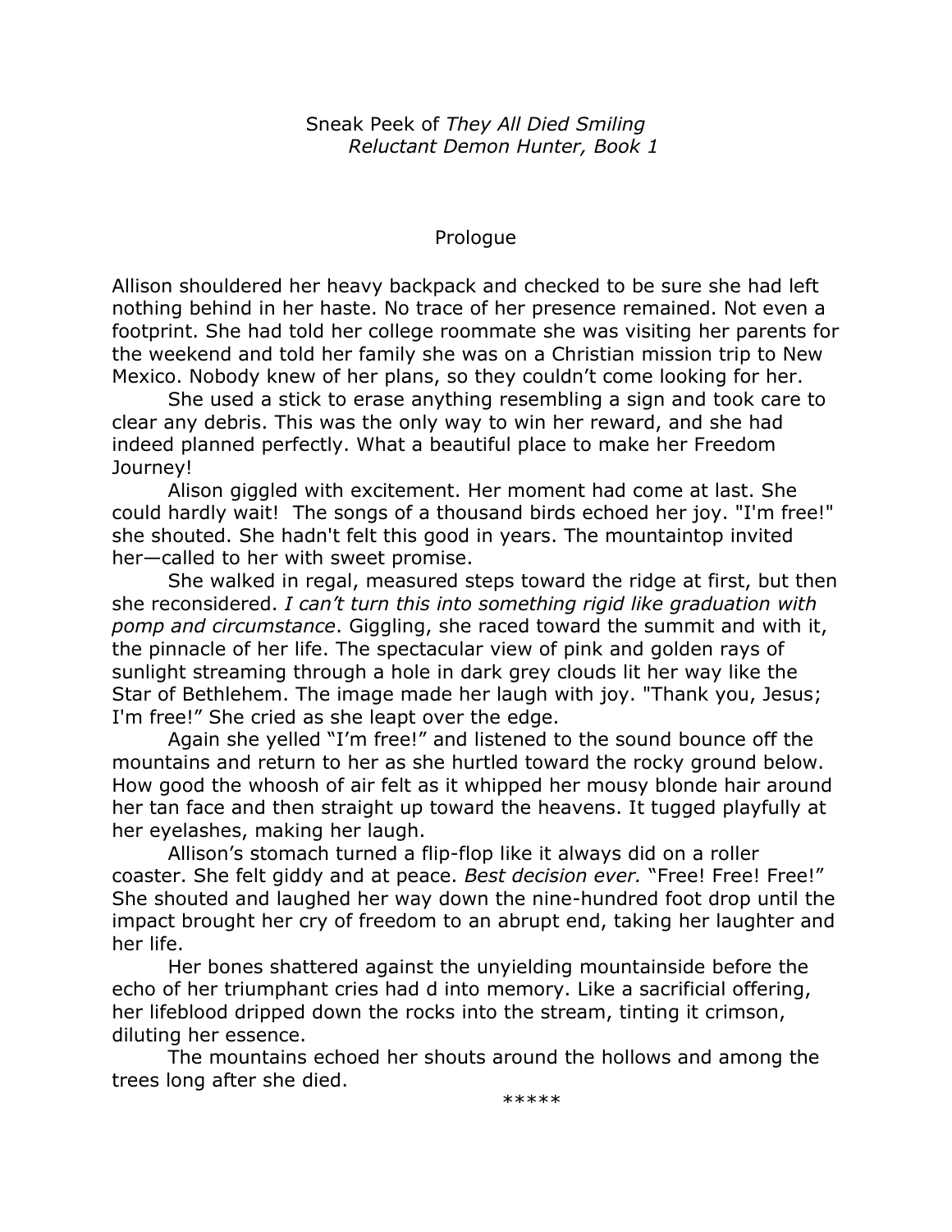Sneak Peek of *They All Died Smiling*
*Reluctant Demon Hunter, Book 1*

## Prologue

Allison shouldered her heavy backpack and checked to be sure she had left nothing behind in her haste. No trace of her presence remained. Not even a footprint. She had told her college roommate she was visiting her parents for the weekend and told her family she was on a Christian mission trip to New Mexico. Nobody knew of her plans, so they couldn't come looking for her.

She used a stick to erase anything resembling a sign and took care to clear any debris. This was the only way to win her reward, and she had indeed planned perfectly. What a beautiful place to make her Freedom Journey!

Alison giggled with excitement. Her moment had come at last. She could hardly wait! The songs of a thousand birds echoed her joy. "I'm free!" she shouted. She hadn't felt this good in years. The mountaintop invited her—called to her with sweet promise.

She walked in regal, measured steps toward the ridge at first, but then she reconsidered. *I can't turn this into something rigid like graduation with pomp and circumstance*. Giggling, she raced toward the summit and with it, the pinnacle of her life. The spectacular view of pink and golden rays of sunlight streaming through a hole in dark grey clouds lit her way like the Star of Bethlehem. The image made her laugh with joy. "Thank you, Jesus; I'm free!" She cried as she leapt over the edge.

Again she yelled "I'm free!" and listened to the sound bounce off the mountains and return to her as she hurtled toward the rocky ground below. How good the whoosh of air felt as it whipped her mousy blonde hair around her tan face and then straight up toward the heavens. It tugged playfully at her eyelashes, making her laugh.

Allison's stomach turned a flip-flop like it always did on a roller coaster. She felt giddy and at peace. *Best decision ever.* "Free! Free! Free!" She shouted and laughed her way down the nine-hundred foot drop until the impact brought her cry of freedom to an abrupt end, taking her laughter and her life.

Her bones shattered against the unyielding mountainside before the echo of her triumphant cries had d into memory. Like a sacrificial offering, her lifeblood dripped down the rocks into the stream, tinting it crimson, diluting her essence.

The mountains echoed her shouts around the hollows and among the trees long after she died.

*****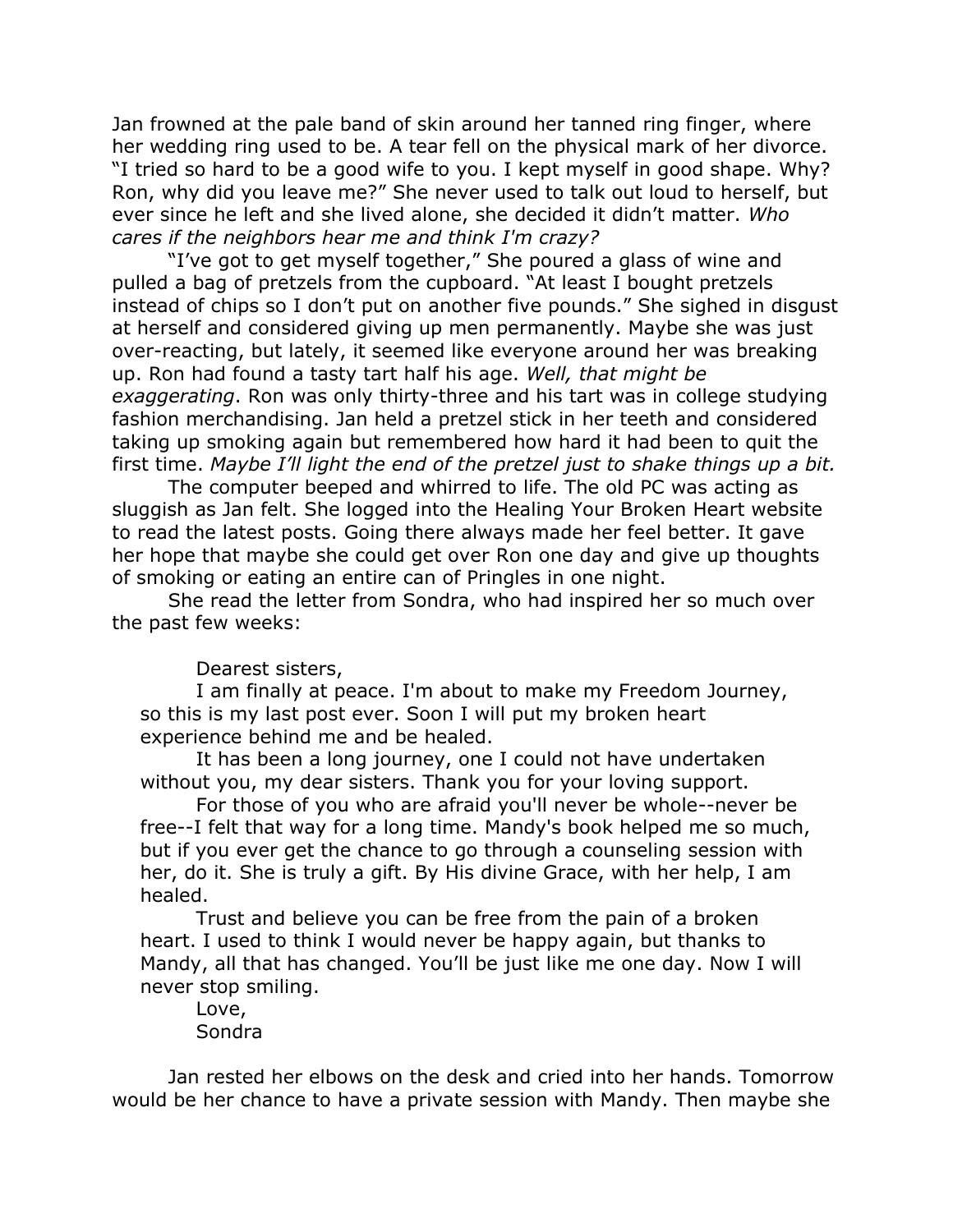Jan frowned at the pale band of skin around her tanned ring finger, where her wedding ring used to be. A tear fell on the physical mark of her divorce. "I tried so hard to be a good wife to you. I kept myself in good shape. Why? Ron, why did you leave me?" She never used to talk out loud to herself, but ever since he left and she lived alone, she decided it didn't matter. *Who cares if the neighbors hear me and think I'm crazy?*

"I've got to get myself together," She poured a glass of wine and pulled a bag of pretzels from the cupboard. "At least I bought pretzels instead of chips so I don't put on another five pounds." She sighed in disgust at herself and considered giving up men permanently. Maybe she was just over-reacting, but lately, it seemed like everyone around her was breaking up. Ron had found a tasty tart half his age. *Well, that might be exaggerating*. Ron was only thirty-three and his tart was in college studying fashion merchandising. Jan held a pretzel stick in her teeth and considered taking up smoking again but remembered how hard it had been to quit the first time. *Maybe I'll light the end of the pretzel just to shake things up a bit.*

The computer beeped and whirred to life. The old PC was acting as sluggish as Jan felt. She logged into the Healing Your Broken Heart website to read the latest posts. Going there always made her feel better. It gave her hope that maybe she could get over Ron one day and give up thoughts of smoking or eating an entire can of Pringles in one night.

She read the letter from Sondra, who had inspired her so much over the past few weeks:

> Dearest sisters,
>
> I am finally at peace. I'm about to make my Freedom Journey, so this is my last post ever. Soon I will put my broken heart experience behind me and be healed.
>
> It has been a long journey, one I could not have undertaken without you, my dear sisters. Thank you for your loving support.
>
> For those of you who are afraid you'll never be whole--never be free--I felt that way for a long time. Mandy's book helped me so much, but if you ever get the chance to go through a counseling session with her, do it. She is truly a gift. By His divine Grace, with her help, I am healed.
>
> Trust and believe you can be free from the pain of a broken heart. I used to think I would never be happy again, but thanks to Mandy, all that has changed. You'll be just like me one day. Now I will never stop smiling.
>
> Love,
>
> Sondra

Jan rested her elbows on the desk and cried into her hands. Tomorrow would be her chance to have a private session with Mandy. Then maybe she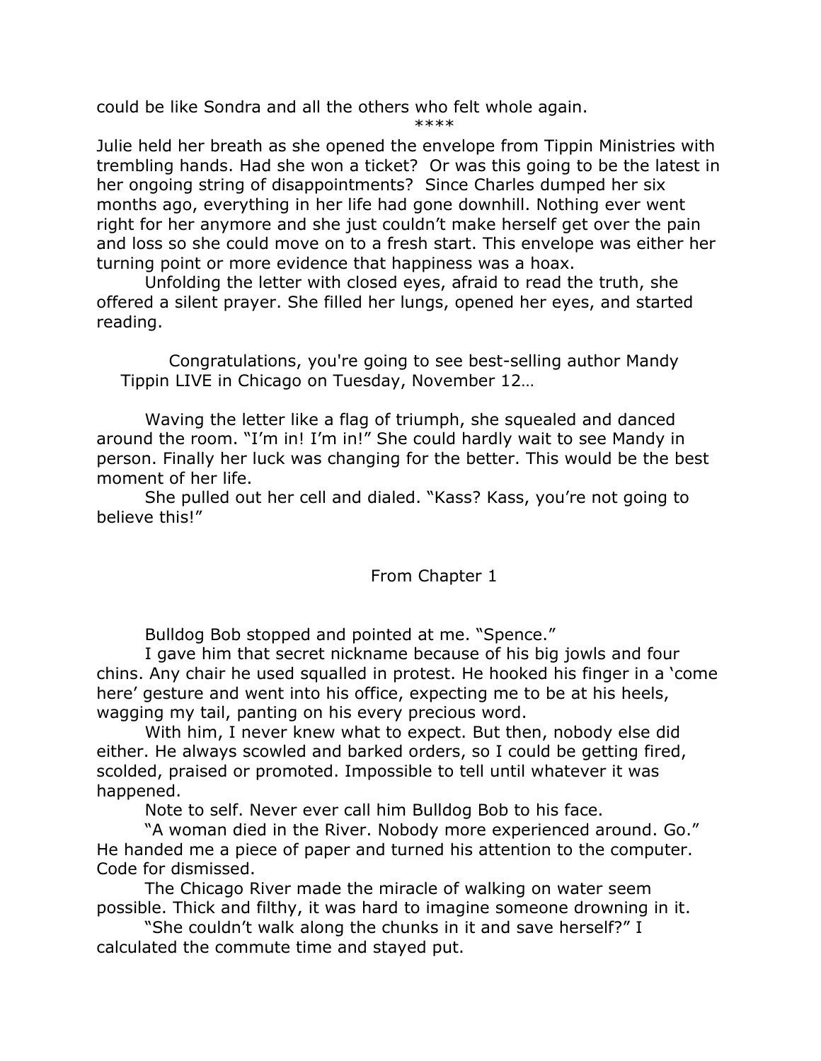could be like Sondra and all the others who felt whole again.

****

Julie held her breath as she opened the envelope from Tippin Ministries with trembling hands. Had she won a ticket? Or was this going to be the latest in her ongoing string of disappointments? Since Charles dumped her six months ago, everything in her life had gone downhill. Nothing ever went right for her anymore and she just couldn't make herself get over the pain and loss so she could move on to a fresh start. This envelope was either her turning point or more evidence that happiness was a hoax.

Unfolding the letter with closed eyes, afraid to read the truth, she offered a silent prayer. She filled her lungs, opened her eyes, and started reading.

> Congratulations, you're going to see best-selling author Mandy Tippin LIVE in Chicago on Tuesday, November 12…

Waving the letter like a flag of triumph, she squealed and danced around the room. "I'm in! I'm in!" She could hardly wait to see Mandy in person. Finally her luck was changing for the better. This would be the best moment of her life.

She pulled out her cell and dialed. "Kass? Kass, you're not going to believe this!"

## From Chapter 1

Bulldog Bob stopped and pointed at me. "Spence."

I gave him that secret nickname because of his big jowls and four chins. Any chair he used squalled in protest. He hooked his finger in a 'come here' gesture and went into his office, expecting me to be at his heels, wagging my tail, panting on his every precious word.

With him, I never knew what to expect. But then, nobody else did either. He always scowled and barked orders, so I could be getting fired, scolded, praised or promoted. Impossible to tell until whatever it was happened.

Note to self. Never ever call him Bulldog Bob to his face.

"A woman died in the River. Nobody more experienced around. Go." He handed me a piece of paper and turned his attention to the computer. Code for dismissed.

The Chicago River made the miracle of walking on water seem possible. Thick and filthy, it was hard to imagine someone drowning in it.

"She couldn't walk along the chunks in it and save herself?" I calculated the commute time and stayed put.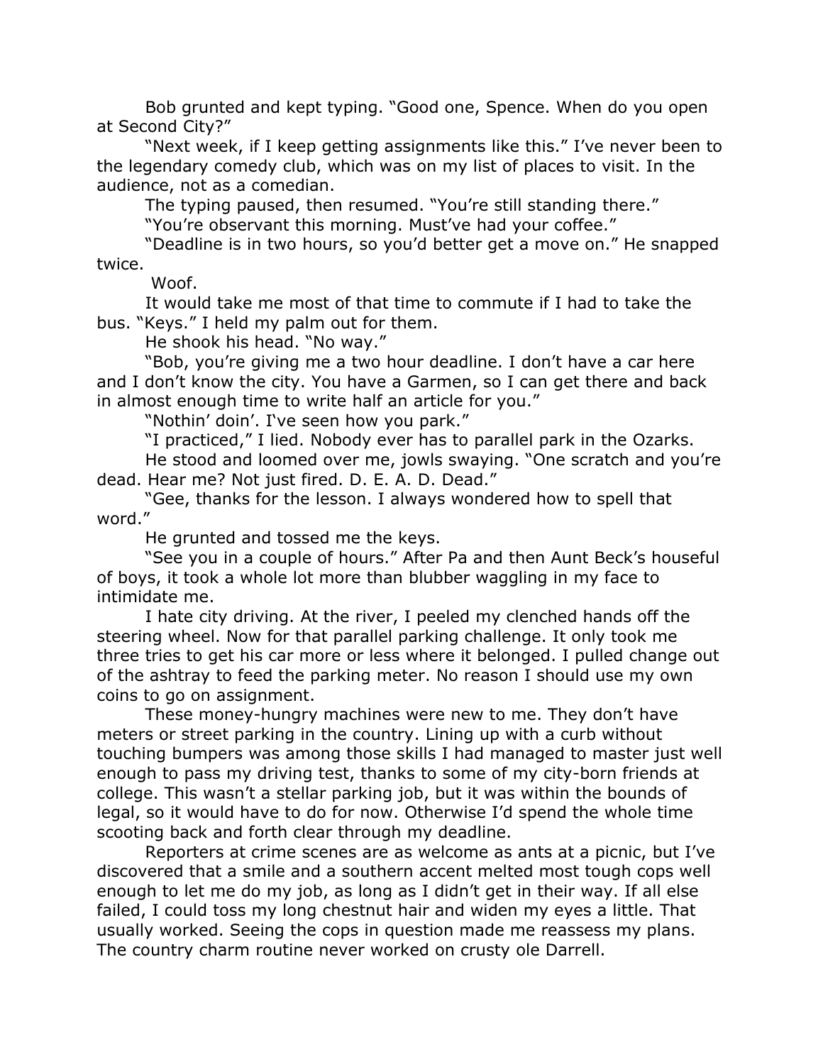Bob grunted and kept typing. "Good one, Spence. When do you open at Second City?"

"Next week, if I keep getting assignments like this." I've never been to the legendary comedy club, which was on my list of places to visit. In the audience, not as a comedian.

The typing paused, then resumed. "You're still standing there."

"You're observant this morning. Must've had your coffee."

"Deadline is in two hours, so you'd better get a move on." He snapped twice.

Woof.

It would take me most of that time to commute if I had to take the bus. "Keys." I held my palm out for them.

He shook his head. "No way."

"Bob, you're giving me a two hour deadline. I don't have a car here and I don't know the city. You have a Garmen, so I can get there and back in almost enough time to write half an article for you."

"Nothin' doin'. I've seen how you park."

"I practiced," I lied. Nobody ever has to parallel park in the Ozarks.

He stood and loomed over me, jowls swaying. "One scratch and you're dead. Hear me? Not just fired. D. E. A. D. Dead."

"Gee, thanks for the lesson. I always wondered how to spell that word."

He grunted and tossed me the keys.

"See you in a couple of hours." After Pa and then Aunt Beck's houseful of boys, it took a whole lot more than blubber waggling in my face to intimidate me.

I hate city driving. At the river, I peeled my clenched hands off the steering wheel. Now for that parallel parking challenge. It only took me three tries to get his car more or less where it belonged. I pulled change out of the ashtray to feed the parking meter. No reason I should use my own coins to go on assignment.

These money-hungry machines were new to me. They don't have meters or street parking in the country. Lining up with a curb without touching bumpers was among those skills I had managed to master just well enough to pass my driving test, thanks to some of my city-born friends at college. This wasn't a stellar parking job, but it was within the bounds of legal, so it would have to do for now. Otherwise I'd spend the whole time scooting back and forth clear through my deadline.

Reporters at crime scenes are as welcome as ants at a picnic, but I've discovered that a smile and a southern accent melted most tough cops well enough to let me do my job, as long as I didn't get in their way. If all else failed, I could toss my long chestnut hair and widen my eyes a little. That usually worked. Seeing the cops in question made me reassess my plans. The country charm routine never worked on crusty ole Darrell.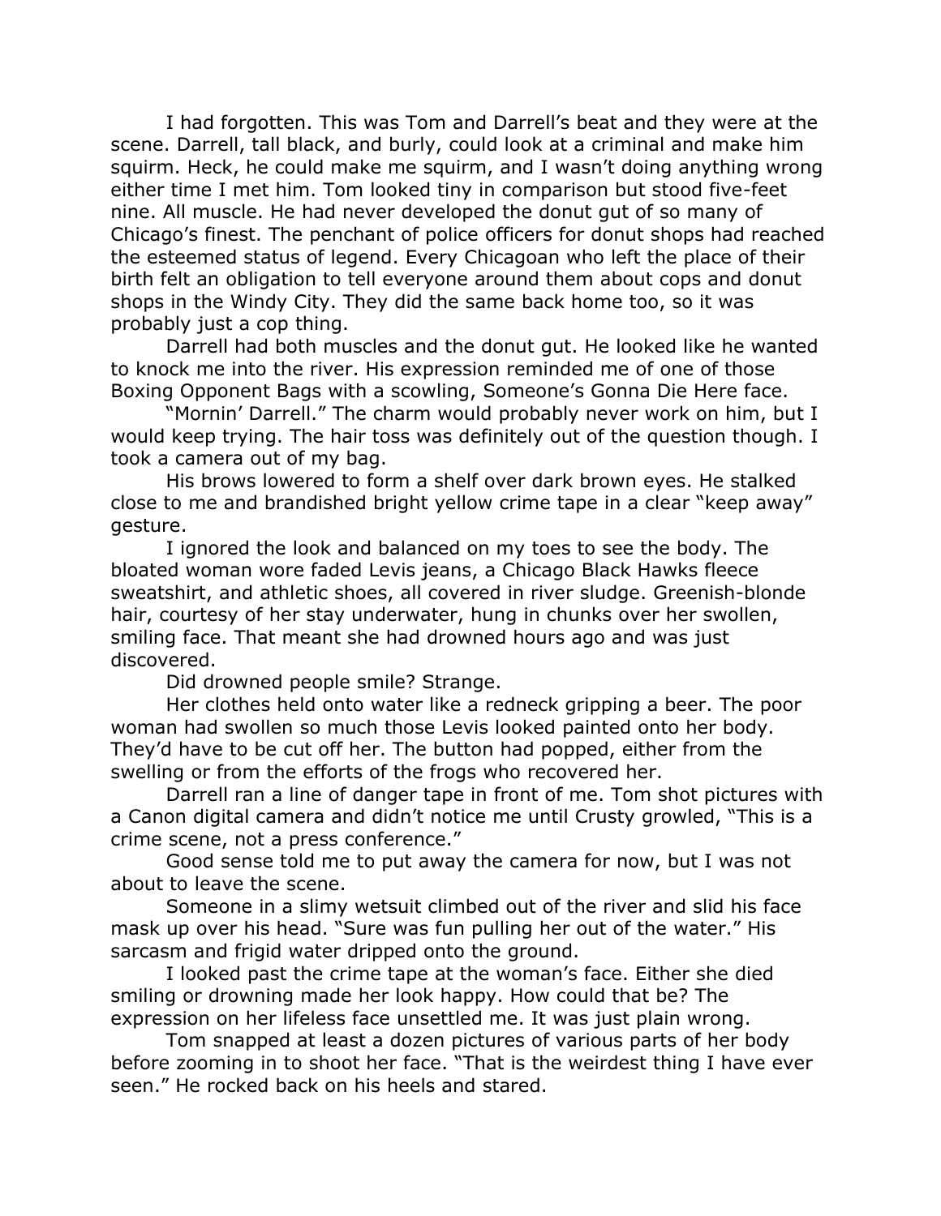I had forgotten. This was Tom and Darrell's beat and they were at the scene. Darrell, tall black, and burly, could look at a criminal and make him squirm. Heck, he could make me squirm, and I wasn't doing anything wrong either time I met him. Tom looked tiny in comparison but stood five-feet nine. All muscle. He had never developed the donut gut of so many of Chicago's finest. The penchant of police officers for donut shops had reached the esteemed status of legend. Every Chicagoan who left the place of their birth felt an obligation to tell everyone around them about cops and donut shops in the Windy City. They did the same back home too, so it was probably just a cop thing.

Darrell had both muscles and the donut gut. He looked like he wanted to knock me into the river. His expression reminded me of one of those Boxing Opponent Bags with a scowling, Someone's Gonna Die Here face.

"Mornin' Darrell." The charm would probably never work on him, but I would keep trying. The hair toss was definitely out of the question though. I took a camera out of my bag.

His brows lowered to form a shelf over dark brown eyes. He stalked close to me and brandished bright yellow crime tape in a clear "keep away" gesture.

I ignored the look and balanced on my toes to see the body. The bloated woman wore faded Levis jeans, a Chicago Black Hawks fleece sweatshirt, and athletic shoes, all covered in river sludge. Greenish-blonde hair, courtesy of her stay underwater, hung in chunks over her swollen, smiling face. That meant she had drowned hours ago and was just discovered.

Did drowned people smile? Strange.

Her clothes held onto water like a redneck gripping a beer. The poor woman had swollen so much those Levis looked painted onto her body. They'd have to be cut off her. The button had popped, either from the swelling or from the efforts of the frogs who recovered her.

Darrell ran a line of danger tape in front of me. Tom shot pictures with a Canon digital camera and didn't notice me until Crusty growled, "This is a crime scene, not a press conference."

Good sense told me to put away the camera for now, but I was not about to leave the scene.

Someone in a slimy wetsuit climbed out of the river and slid his face mask up over his head. "Sure was fun pulling her out of the water." His sarcasm and frigid water dripped onto the ground.

I looked past the crime tape at the woman's face. Either she died smiling or drowning made her look happy. How could that be? The expression on her lifeless face unsettled me. It was just plain wrong.

Tom snapped at least a dozen pictures of various parts of her body before zooming in to shoot her face. "That is the weirdest thing I have ever seen." He rocked back on his heels and stared.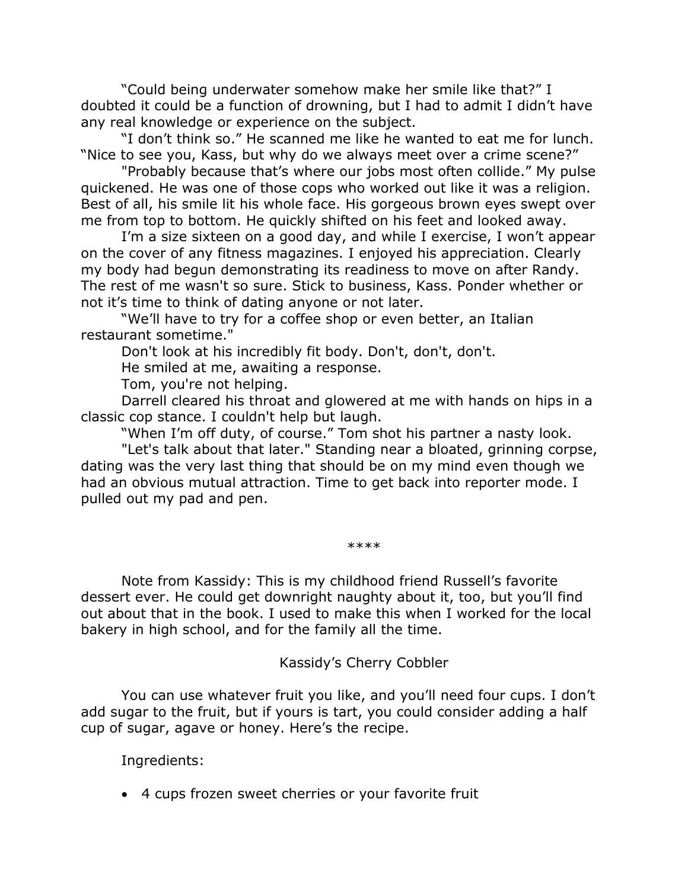"Could being underwater somehow make her smile like that?" I doubted it could be a function of drowning, but I had to admit I didn't have any real knowledge or experience on the subject.

"I don't think so." He scanned me like he wanted to eat me for lunch. "Nice to see you, Kass, but why do we always meet over a crime scene?"

"Probably because that's where our jobs most often collide." My pulse quickened. He was one of those cops who worked out like it was a religion. Best of all, his smile lit his whole face. His gorgeous brown eyes swept over me from top to bottom. He quickly shifted on his feet and looked away.

I'm a size sixteen on a good day, and while I exercise, I won't appear on the cover of any fitness magazines. I enjoyed his appreciation. Clearly my body had begun demonstrating its readiness to move on after Randy. The rest of me wasn't so sure. Stick to business, Kass. Ponder whether or not it's time to think of dating anyone or not later.

"We'll have to try for a coffee shop or even better, an Italian restaurant sometime."

Don't look at his incredibly fit body. Don't, don't, don't.

He smiled at me, awaiting a response.

Tom, you're not helping.

Darrell cleared his throat and glowered at me with hands on hips in a classic cop stance. I couldn't help but laugh.

"When I'm off duty, of course." Tom shot his partner a nasty look.

"Let's talk about that later." Standing near a bloated, grinning corpse, dating was the very last thing that should be on my mind even though we had an obvious mutual attraction. Time to get back into reporter mode. I pulled out my pad and pen.

****

Note from Kassidy: This is my childhood friend Russell's favorite dessert ever. He could get downright naughty about it, too, but you'll find out about that in the book. I used to make this when I worked for the local bakery in high school, and for the family all the time.

## Kassidy's Cherry Cobbler

You can use whatever fruit you like, and you'll need four cups. I don't add sugar to the fruit, but if yours is tart, you could consider adding a half cup of sugar, agave or honey. Here's the recipe.

Ingredients:

- 4 cups frozen sweet cherries or your favorite fruit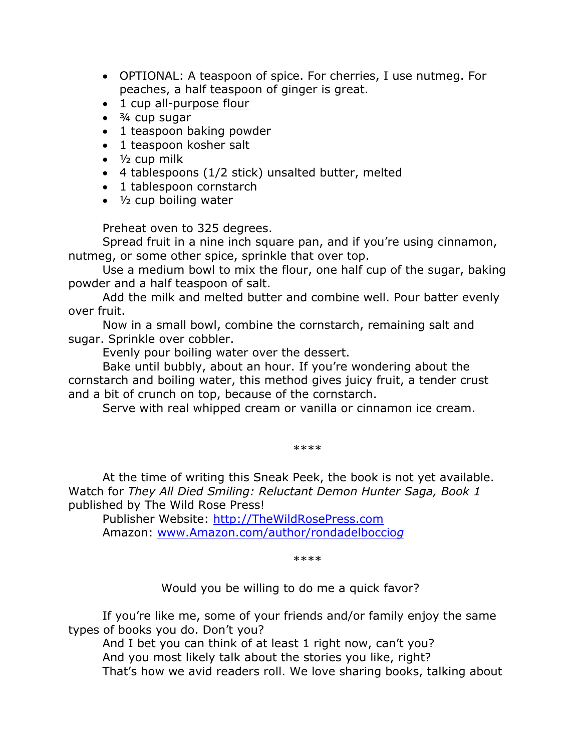- OPTIONAL: A teaspoon of spice. For cherries, I use nutmeg. For peaches, a half teaspoon of ginger is great.
- 1 cup all-purpose flour
- ¾ cup sugar
- 1 teaspoon baking powder
- 1 teaspoon kosher salt
- ½ cup milk
- 4 tablespoons (1/2 stick) unsalted butter, melted
- 1 tablespoon cornstarch
- ½ cup boiling water

Preheat oven to 325 degrees.

Spread fruit in a nine inch square pan, and if you're using cinnamon, nutmeg, or some other spice, sprinkle that over top.

Use a medium bowl to mix the flour, one half cup of the sugar, baking powder and a half teaspoon of salt.

Add the milk and melted butter and combine well. Pour batter evenly over fruit.

Now in a small bowl, combine the cornstarch, remaining salt and sugar. Sprinkle over cobbler.

Evenly pour boiling water over the dessert.

Bake until bubbly, about an hour. If you're wondering about the cornstarch and boiling water, this method gives juicy fruit, a tender crust and a bit of crunch on top, because of the cornstarch.

Serve with real whipped cream or vanilla or cinnamon ice cream.

****

At the time of writing this Sneak Peek, the book is not yet available. Watch for *They All Died Smiling: Reluctant Demon Hunter Saga, Book 1* published by The Wild Rose Press!

Publisher Website: http://TheWildRosePress.com

Amazon: www.Amazon.com/author/rondadelboccio*g*

****

Would you be willing to do me a quick favor?

If you're like me, some of your friends and/or family enjoy the same types of books you do. Don't you?

And I bet you can think of at least 1 right now, can't you?

And you most likely talk about the stories you like, right?

That's how we avid readers roll. We love sharing books, talking about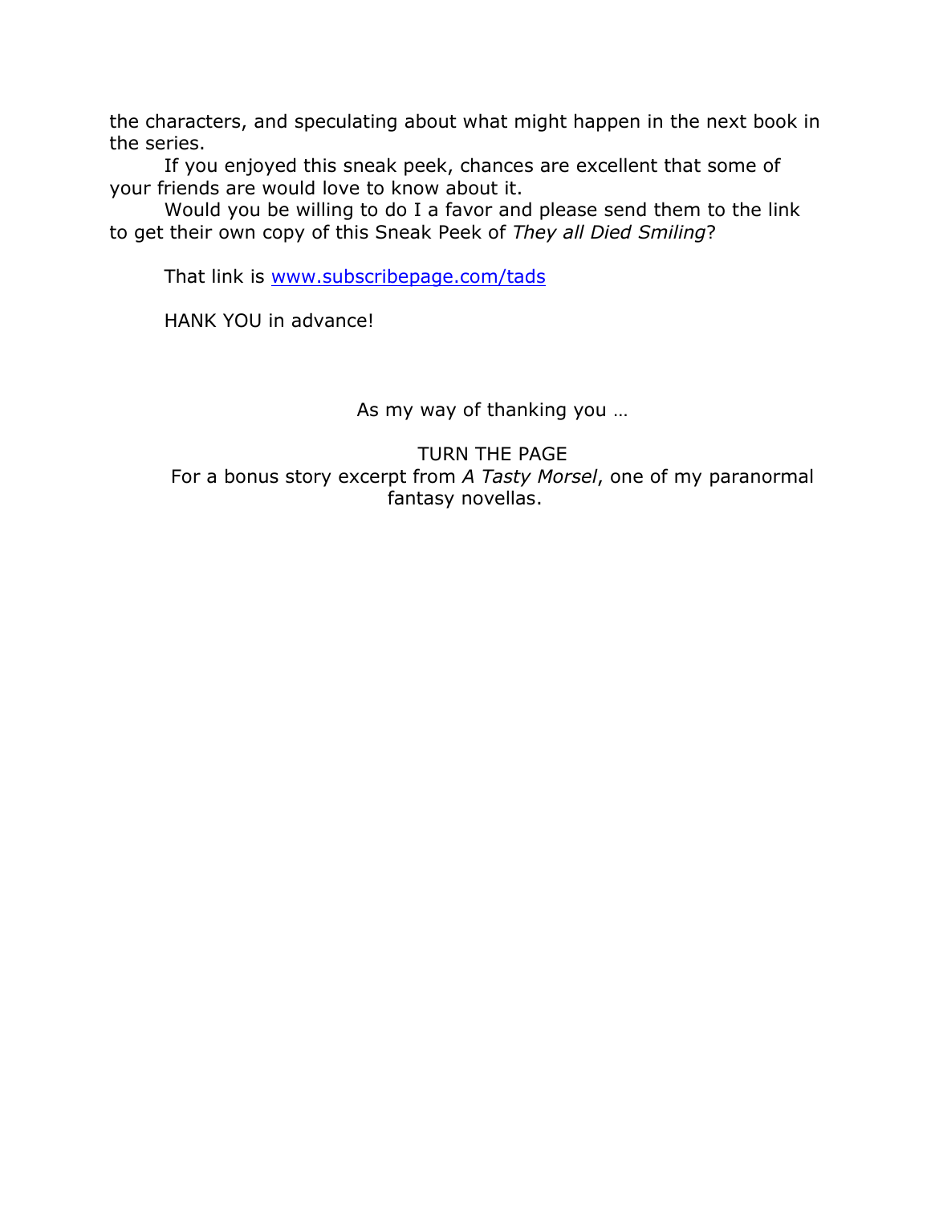the characters, and speculating about what might happen in the next book in the series.

If you enjoyed this sneak peek, chances are excellent that some of your friends are would love to know about it.

Would you be willing to do I a favor and please send them to the link to get their own copy of this Sneak Peek of *They all Died Smiling*?

That link is [www.subscribepage.com/tads](www.subscribepage.com/tads)

HANK YOU in advance!

As my way of thanking you …

TURN THE PAGE
For a bonus story excerpt from *A Tasty Morsel*, one of my paranormal fantasy novellas.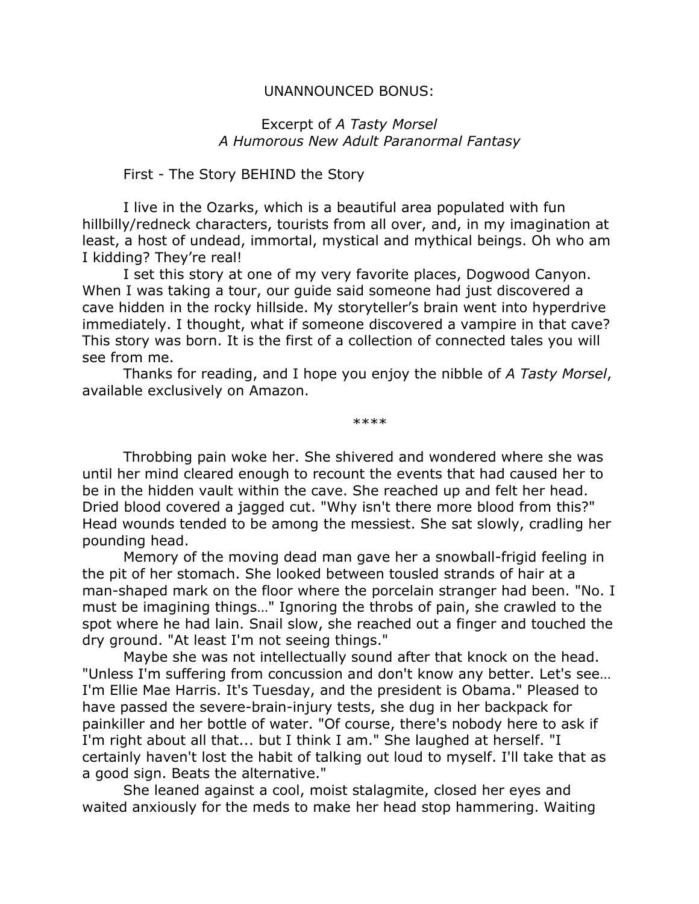UNANNOUNCED BONUS:

Excerpt of *A Tasty Morsel*
*A Humorous New Adult Paranormal Fantasy*

First - The Story BEHIND the Story

I live in the Ozarks, which is a beautiful area populated with fun hillbilly/redneck characters, tourists from all over, and, in my imagination at least, a host of undead, immortal, mystical and mythical beings. Oh who am I kidding? They're real!

I set this story at one of my very favorite places, Dogwood Canyon. When I was taking a tour, our guide said someone had just discovered a cave hidden in the rocky hillside. My storyteller's brain went into hyperdrive immediately. I thought, what if someone discovered a vampire in that cave? This story was born. It is the first of a collection of connected tales you will see from me.

Thanks for reading, and I hope you enjoy the nibble of *A Tasty Morsel*, available exclusively on Amazon.

****

Throbbing pain woke her. She shivered and wondered where she was until her mind cleared enough to recount the events that had caused her to be in the hidden vault within the cave. She reached up and felt her head. Dried blood covered a jagged cut. "Why isn't there more blood from this?" Head wounds tended to be among the messiest. She sat slowly, cradling her pounding head.

Memory of the moving dead man gave her a snowball-frigid feeling in the pit of her stomach. She looked between tousled strands of hair at a man-shaped mark on the floor where the porcelain stranger had been. "No. I must be imagining things…" Ignoring the throbs of pain, she crawled to the spot where he had lain. Snail slow, she reached out a finger and touched the dry ground. "At least I'm not seeing things."

Maybe she was not intellectually sound after that knock on the head. "Unless I'm suffering from concussion and don't know any better. Let's see… I'm Ellie Mae Harris. It's Tuesday, and the president is Obama." Pleased to have passed the severe-brain-injury tests, she dug in her backpack for painkiller and her bottle of water. "Of course, there's nobody here to ask if I'm right about all that... but I think I am." She laughed at herself. "I certainly haven't lost the habit of talking out loud to myself. I'll take that as a good sign. Beats the alternative."

She leaned against a cool, moist stalagmite, closed her eyes and waited anxiously for the meds to make her head stop hammering. Waiting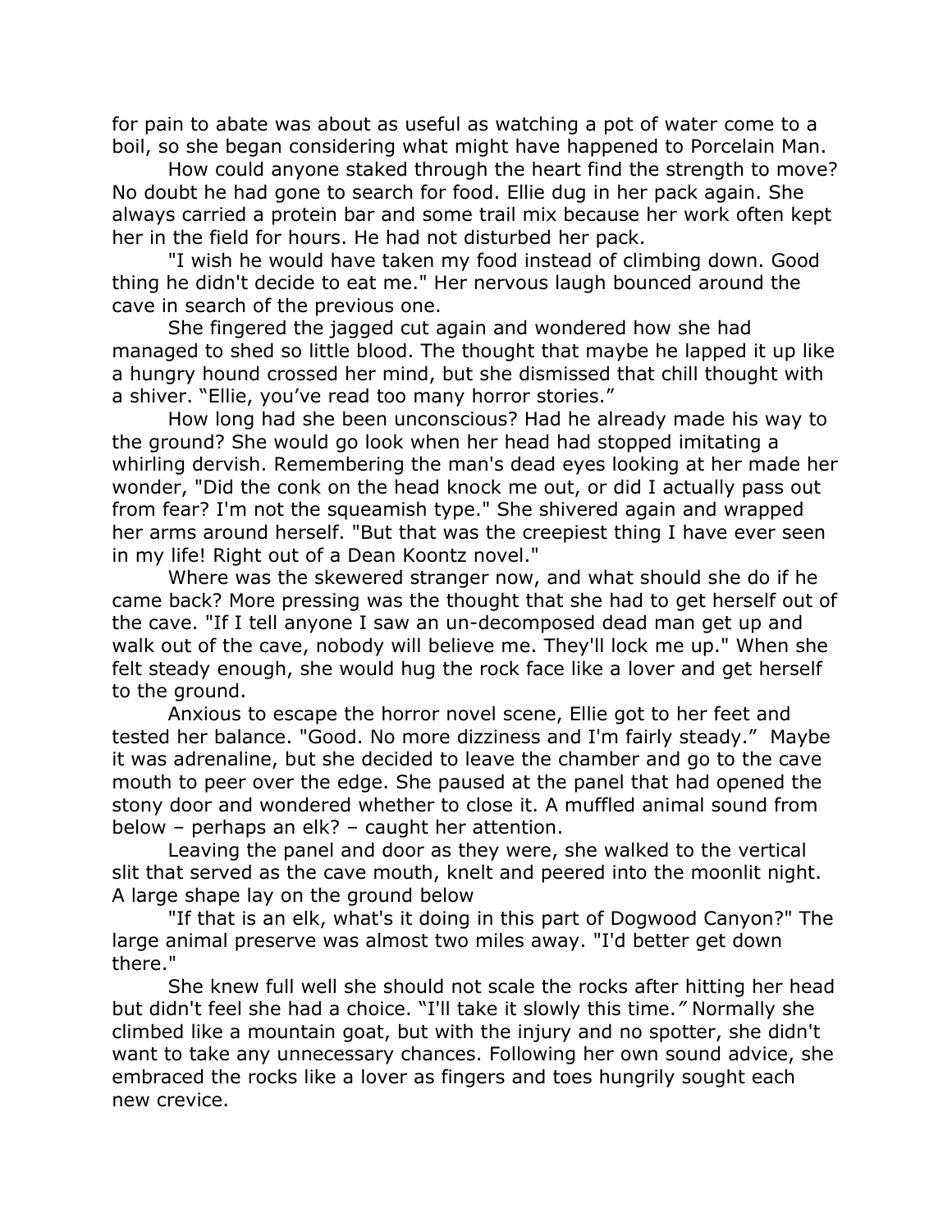for pain to abate was about as useful as watching a pot of water come to a boil, so she began considering what might have happened to Porcelain Man.

How could anyone staked through the heart find the strength to move? No doubt he had gone to search for food. Ellie dug in her pack again. She always carried a protein bar and some trail mix because her work often kept her in the field for hours. He had not disturbed her pack.

"I wish he would have taken my food instead of climbing down. Good thing he didn't decide to eat me." Her nervous laugh bounced around the cave in search of the previous one.

She fingered the jagged cut again and wondered how she had managed to shed so little blood. The thought that maybe he lapped it up like a hungry hound crossed her mind, but she dismissed that chill thought with a shiver. "Ellie, you've read too many horror stories."

How long had she been unconscious? Had he already made his way to the ground? She would go look when her head had stopped imitating a whirling dervish. Remembering the man's dead eyes looking at her made her wonder, "Did the conk on the head knock me out, or did I actually pass out from fear? I'm not the squeamish type." She shivered again and wrapped her arms around herself. "But that was the creepiest thing I have ever seen in my life! Right out of a Dean Koontz novel."

Where was the skewered stranger now, and what should she do if he came back? More pressing was the thought that she had to get herself out of the cave. "If I tell anyone I saw an un-decomposed dead man get up and walk out of the cave, nobody will believe me. They'll lock me up." When she felt steady enough, she would hug the rock face like a lover and get herself to the ground.

Anxious to escape the horror novel scene, Ellie got to her feet and tested her balance. "Good. No more dizziness and I'm fairly steady." Maybe it was adrenaline, but she decided to leave the chamber and go to the cave mouth to peer over the edge. She paused at the panel that had opened the stony door and wondered whether to close it. A muffled animal sound from below – perhaps an elk? – caught her attention.

Leaving the panel and door as they were, she walked to the vertical slit that served as the cave mouth, knelt and peered into the moonlit night. A large shape lay on the ground below

"If that is an elk, what's it doing in this part of Dogwood Canyon?" The large animal preserve was almost two miles away. "I'd better get down there."

She knew full well she should not scale the rocks after hitting her head but didn't feel she had a choice. "I'll take it slowly this time." Normally she climbed like a mountain goat, but with the injury and no spotter, she didn't want to take any unnecessary chances. Following her own sound advice, she embraced the rocks like a lover as fingers and toes hungrily sought each new crevice.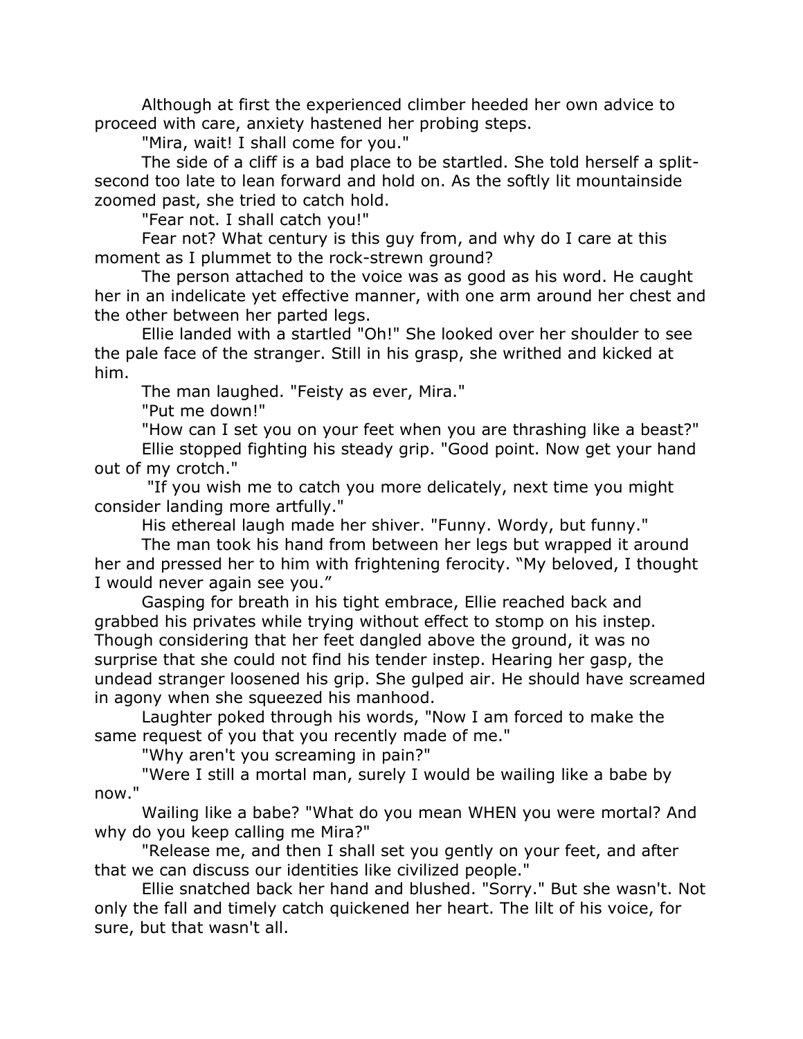Although at first the experienced climber heeded her own advice to proceed with care, anxiety hastened her probing steps.

"Mira, wait! I shall come for you."

The side of a cliff is a bad place to be startled. She told herself a split-second too late to lean forward and hold on. As the softly lit mountainside zoomed past, she tried to catch hold.

"Fear not. I shall catch you!"

Fear not? What century is this guy from, and why do I care at this moment as I plummet to the rock-strewn ground?

The person attached to the voice was as good as his word. He caught her in an indelicate yet effective manner, with one arm around her chest and the other between her parted legs.

Ellie landed with a startled "Oh!" She looked over her shoulder to see the pale face of the stranger. Still in his grasp, she writhed and kicked at him.

The man laughed. "Feisty as ever, Mira."

"Put me down!"

"How can I set you on your feet when you are thrashing like a beast?"

Ellie stopped fighting his steady grip. "Good point. Now get your hand out of my crotch."

"If you wish me to catch you more delicately, next time you might consider landing more artfully."

His ethereal laugh made her shiver. "Funny. Wordy, but funny."

The man took his hand from between her legs but wrapped it around her and pressed her to him with frightening ferocity. "My beloved, I thought I would never again see you."

Gasping for breath in his tight embrace, Ellie reached back and grabbed his privates while trying without effect to stomp on his instep. Though considering that her feet dangled above the ground, it was no surprise that she could not find his tender instep. Hearing her gasp, the undead stranger loosened his grip. She gulped air. He should have screamed in agony when she squeezed his manhood.

Laughter poked through his words, "Now I am forced to make the same request of you that you recently made of me."

"Why aren't you screaming in pain?"

"Were I still a mortal man, surely I would be wailing like a babe by now."

Wailing like a babe? "What do you mean WHEN you were mortal? And why do you keep calling me Mira?"

"Release me, and then I shall set you gently on your feet, and after that we can discuss our identities like civilized people."

Ellie snatched back her hand and blushed. "Sorry." But she wasn't. Not only the fall and timely catch quickened her heart. The lilt of his voice, for sure, but that wasn't all.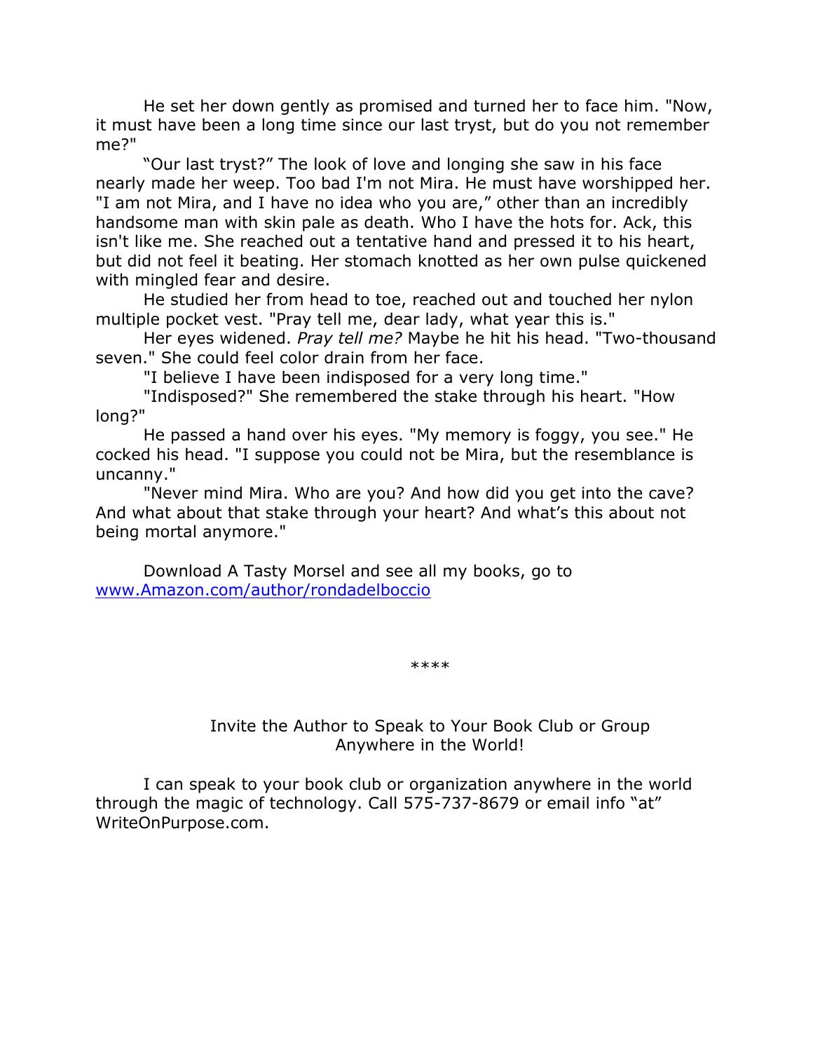He set her down gently as promised and turned her to face him. "Now, it must have been a long time since our last tryst, but do you not remember me?"

"Our last tryst?" The look of love and longing she saw in his face nearly made her weep. Too bad I'm not Mira. He must have worshipped her. "I am not Mira, and I have no idea who you are," other than an incredibly handsome man with skin pale as death. Who I have the hots for. Ack, this isn't like me. She reached out a tentative hand and pressed it to his heart, but did not feel it beating. Her stomach knotted as her own pulse quickened with mingled fear and desire.

He studied her from head to toe, reached out and touched her nylon multiple pocket vest. "Pray tell me, dear lady, what year this is."

Her eyes widened. *Pray tell me?* Maybe he hit his head. "Two-thousand seven." She could feel color drain from her face.

"I believe I have been indisposed for a very long time."

"Indisposed?" She remembered the stake through his heart. "How long?"

He passed a hand over his eyes. "My memory is foggy, you see." He cocked his head. "I suppose you could not be Mira, but the resemblance is uncanny."

"Never mind Mira. Who are you? And how did you get into the cave? And what about that stake through your heart? And what's this about not being mortal anymore."

Download A Tasty Morsel and see all my books, go to [www.Amazon.com/author/rondadelboccio](http://www.Amazon.com/author/rondadelboccio)

****

Invite the Author to Speak to Your Book Club or Group
Anywhere in the World!

I can speak to your book club or organization anywhere in the world through the magic of technology. Call 575-737-8679 or email info "at" WriteOnPurpose.com.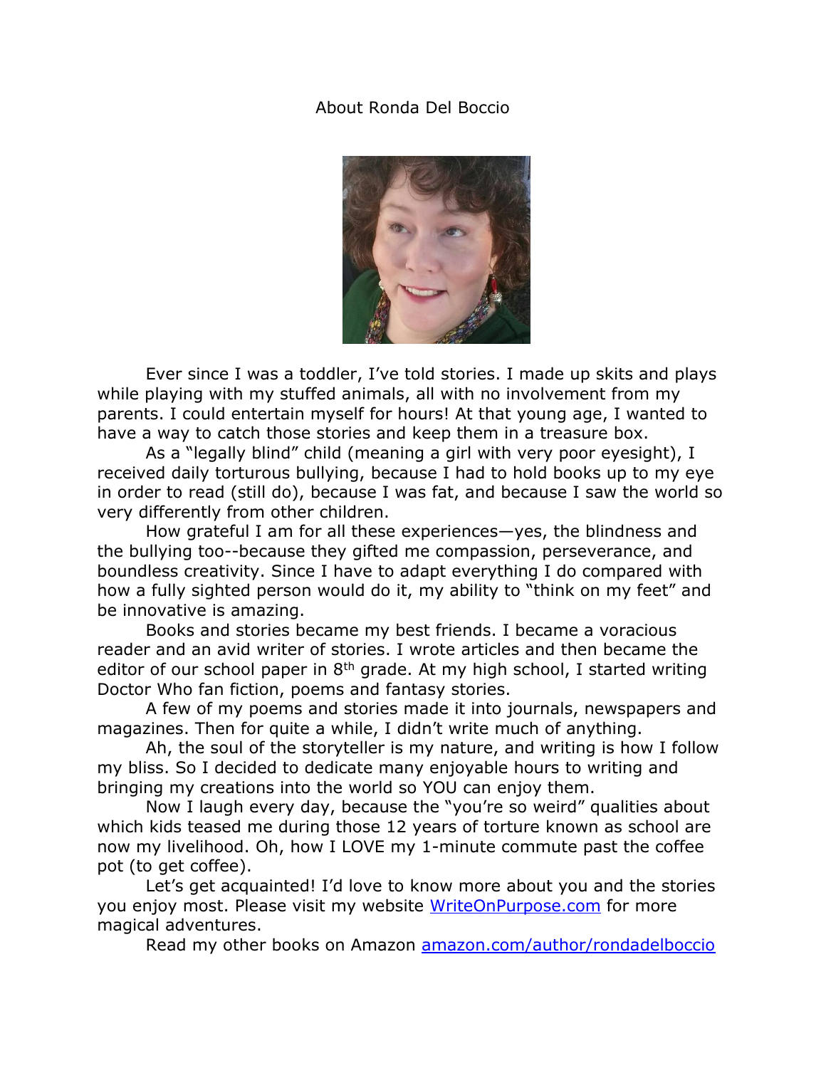# About Ronda Del Boccio

Ever since I was a toddler, I've told stories. I made up skits and plays while playing with my stuffed animals, all with no involvement from my parents. I could entertain myself for hours! At that young age, I wanted to have a way to catch those stories and keep them in a treasure box.

As a "legally blind" child (meaning a girl with very poor eyesight), I received daily torturous bullying, because I had to hold books up to my eye in order to read (still do), because I was fat, and because I saw the world so very differently from other children.

How grateful I am for all these experiences—yes, the blindness and the bullying too--because they gifted me compassion, perseverance, and boundless creativity. Since I have to adapt everything I do compared with how a fully sighted person would do it, my ability to "think on my feet" and be innovative is amazing.

Books and stories became my best friends. I became a voracious reader and an avid writer of stories. I wrote articles and then became the editor of our school paper in 8th grade. At my high school, I started writing Doctor Who fan fiction, poems and fantasy stories.

A few of my poems and stories made it into journals, newspapers and magazines. Then for quite a while, I didn't write much of anything.

Ah, the soul of the storyteller is my nature, and writing is how I follow my bliss. So I decided to dedicate many enjoyable hours to writing and bringing my creations into the world so YOU can enjoy them.

Now I laugh every day, because the "you're so weird" qualities about which kids teased me during those 12 years of torture known as school are now my livelihood. Oh, how I LOVE my 1-minute commute past the coffee pot (to get coffee).

Let's get acquainted! I'd love to know more about you and the stories you enjoy most. Please visit my website [WriteOnPurpose.com](http://WriteOnPurpose.com) for more magical adventures.

Read my other books on Amazon [amazon.com/author/rondadelboccio](http://amazon.com/author/rondadelboccio)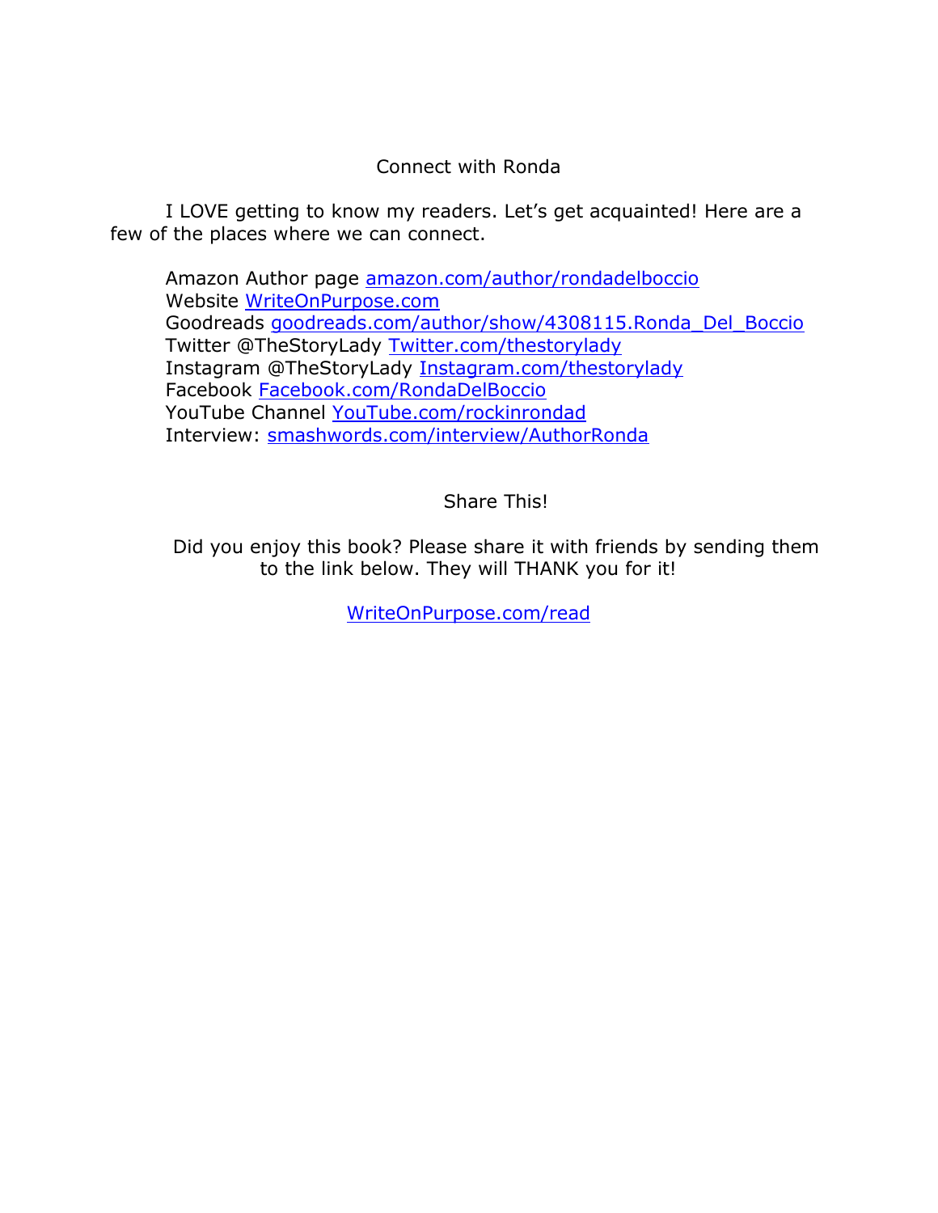## Connect with Ronda

I LOVE getting to know my readers. Let's get acquainted! Here are a few of the places where we can connect.

Amazon Author page amazon.com/author/rondadelboccio
Website WriteOnPurpose.com
Goodreads goodreads.com/author/show/4308115.Ronda_Del_Boccio
Twitter @TheStoryLady Twitter.com/thestorylady
Instagram @TheStoryLady Instagram.com/thestorylady
Facebook Facebook.com/RondaDelBoccio
YouTube Channel YouTube.com/rockinrondad
Interview: smashwords.com/interview/AuthorRonda

## Share This!

Did you enjoy this book? Please share it with friends by sending them to the link below. They will THANK you for it!

WriteOnPurpose.com/read